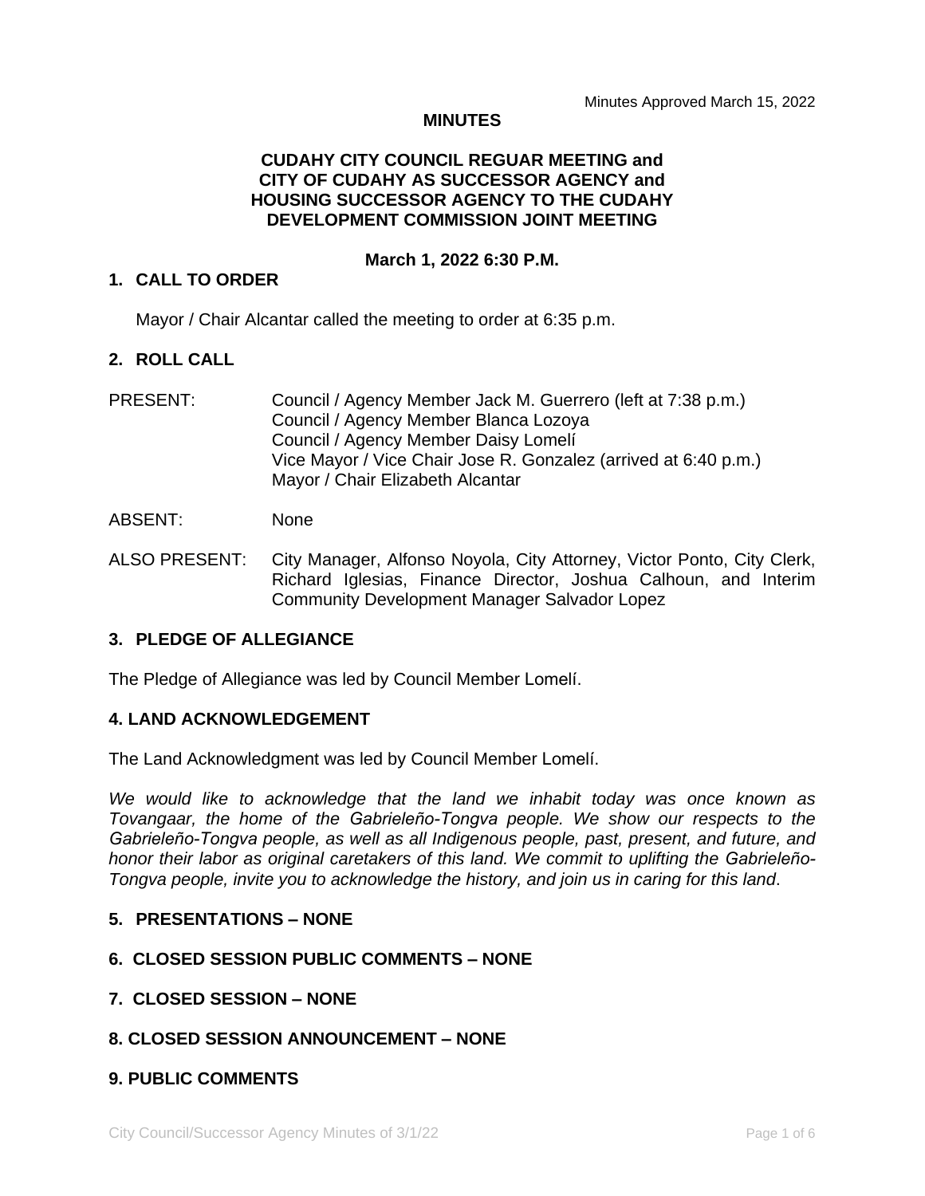Minutes Approved March 15, 2022

**MINUTES**

**CUDAHY CITY COUNCIL REGUAR MEETING and
CITY OF CUDAHY AS SUCCESSOR AGENCY and
HOUSING SUCCESSOR AGENCY TO THE CUDAHY
DEVELOPMENT COMMISSION JOINT MEETING**

**March 1, 2022 6:30 P.M.**

## 1. CALL TO ORDER

Mayor / Chair Alcantar called the meeting to order at 6:35 p.m.

## 2. ROLL CALL

PRESENT: Council / Agency Member Jack M. Guerrero (left at 7:38 p.m.)
Council / Agency Member Blanca Lozoya
Council / Agency Member Daisy Lomelí
Vice Mayor / Vice Chair Jose R. Gonzalez (arrived at 6:40 p.m.)
Mayor / Chair Elizabeth Alcantar

ABSENT: None

ALSO PRESENT: City Manager, Alfonso Noyola, City Attorney, Victor Ponto, City Clerk, Richard Iglesias, Finance Director, Joshua Calhoun, and Interim Community Development Manager Salvador Lopez

## 3. PLEDGE OF ALLEGIANCE

The Pledge of Allegiance was led by Council Member Lomelí.

## 4. LAND ACKNOWLEDGEMENT

The Land Acknowledgment was led by Council Member Lomelí.

*We would like to acknowledge that the land we inhabit today was once known as Tovangaar, the home of the Gabrieleño-Tongva people. We show our respects to the Gabrieleño-Tongva people, as well as all Indigenous people, past, present, and future, and honor their labor as original caretakers of this land. We commit to uplifting the Gabrieleño-Tongva people, invite you to acknowledge the history, and join us in caring for this land*.

## 5. PRESENTATIONS – NONE

## 6. CLOSED SESSION PUBLIC COMMENTS – NONE

## 7. CLOSED SESSION – NONE

## 8. CLOSED SESSION ANNOUNCEMENT – NONE

## 9. PUBLIC COMMENTS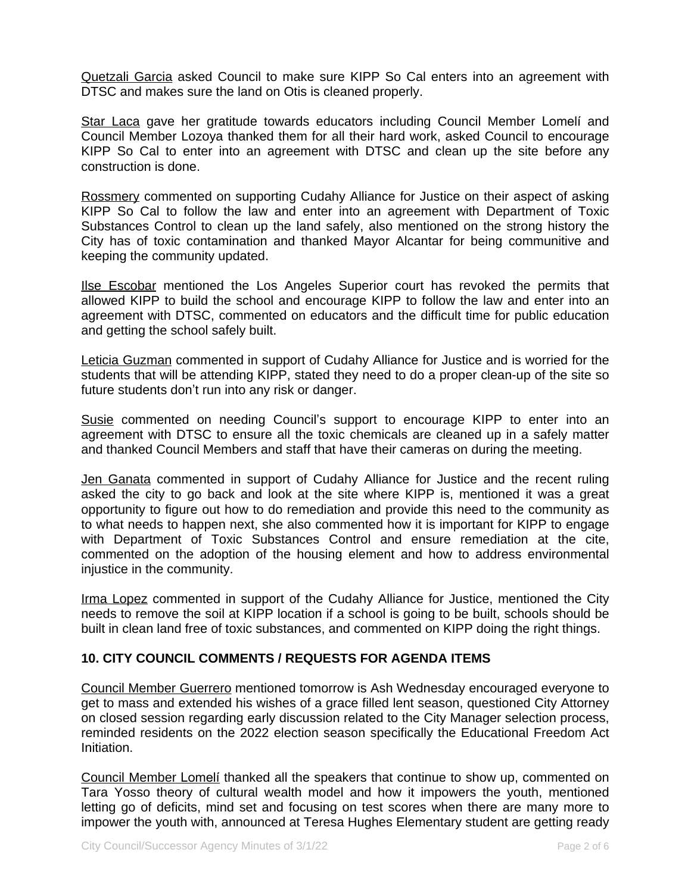Quetzali Garcia asked Council to make sure KIPP So Cal enters into an agreement with DTSC and makes sure the land on Otis is cleaned properly.

Star Laca gave her gratitude towards educators including Council Member Lomelí and Council Member Lozoya thanked them for all their hard work, asked Council to encourage KIPP So Cal to enter into an agreement with DTSC and clean up the site before any construction is done.

Rossmery commented on supporting Cudahy Alliance for Justice on their aspect of asking KIPP So Cal to follow the law and enter into an agreement with Department of Toxic Substances Control to clean up the land safely, also mentioned on the strong history the City has of toxic contamination and thanked Mayor Alcantar for being communitive and keeping the community updated.

Ilse Escobar mentioned the Los Angeles Superior court has revoked the permits that allowed KIPP to build the school and encourage KIPP to follow the law and enter into an agreement with DTSC, commented on educators and the difficult time for public education and getting the school safely built.

Leticia Guzman commented in support of Cudahy Alliance for Justice and is worried for the students that will be attending KIPP, stated they need to do a proper clean-up of the site so future students don't run into any risk or danger.

Susie commented on needing Council's support to encourage KIPP to enter into an agreement with DTSC to ensure all the toxic chemicals are cleaned up in a safely matter and thanked Council Members and staff that have their cameras on during the meeting.

Jen Ganata commented in support of Cudahy Alliance for Justice and the recent ruling asked the city to go back and look at the site where KIPP is, mentioned it was a great opportunity to figure out how to do remediation and provide this need to the community as to what needs to happen next, she also commented how it is important for KIPP to engage with Department of Toxic Substances Control and ensure remediation at the cite, commented on the adoption of the housing element and how to address environmental injustice in the community.

Irma Lopez commented in support of the Cudahy Alliance for Justice, mentioned the City needs to remove the soil at KIPP location if a school is going to be built, schools should be built in clean land free of toxic substances, and commented on KIPP doing the right things.

## 10. CITY COUNCIL COMMENTS / REQUESTS FOR AGENDA ITEMS

Council Member Guerrero mentioned tomorrow is Ash Wednesday encouraged everyone to get to mass and extended his wishes of a grace filled lent season, questioned City Attorney on closed session regarding early discussion related to the City Manager selection process, reminded residents on the 2022 election season specifically the Educational Freedom Act Initiation.

Council Member Lomelí thanked all the speakers that continue to show up, commented on Tara Yosso theory of cultural wealth model and how it impowers the youth, mentioned letting go of deficits, mind set and focusing on test scores when there are many more to impower the youth with, announced at Teresa Hughes Elementary student are getting ready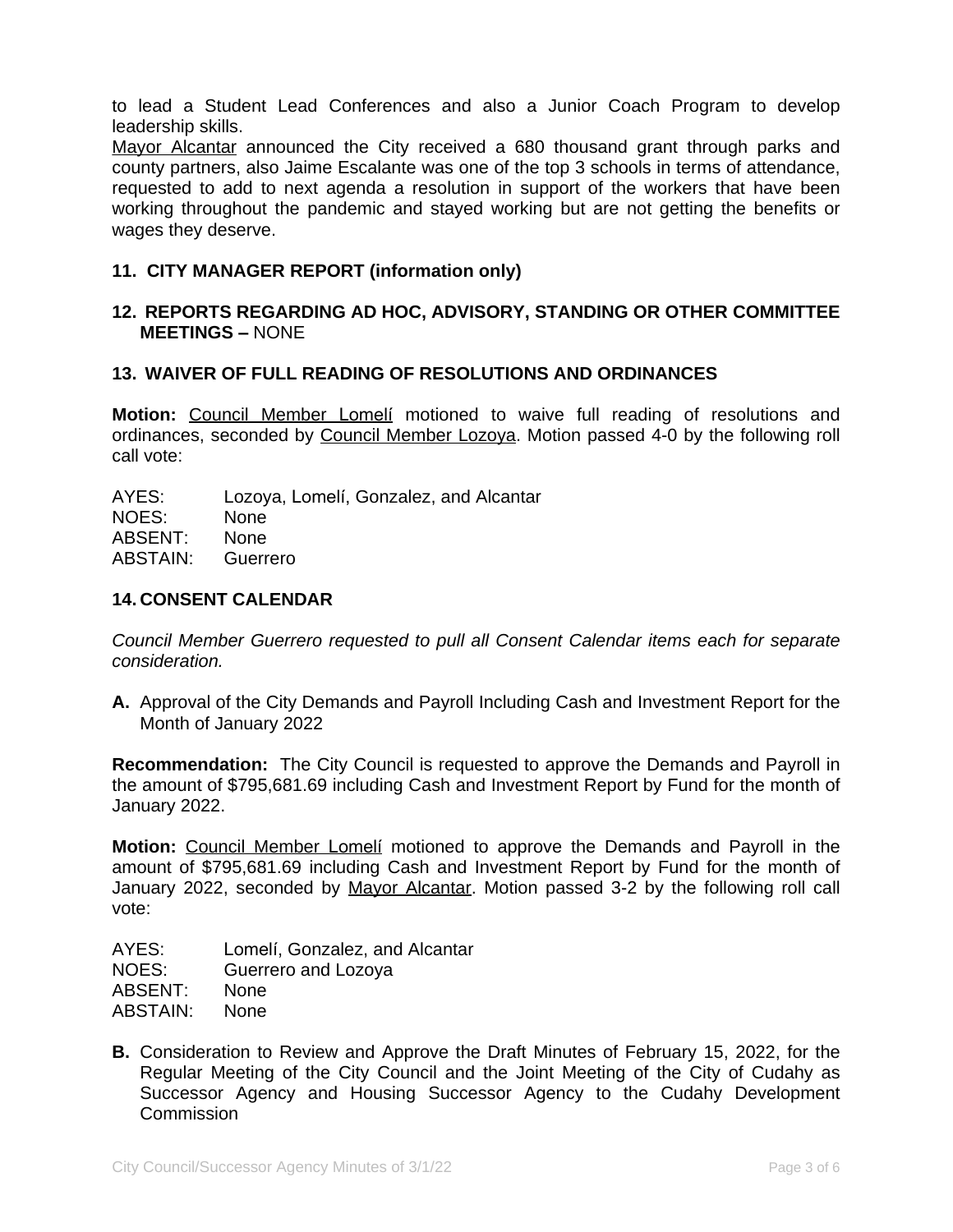to lead a Student Lead Conferences and also a Junior Coach Program to develop leadership skills.

Mayor Alcantar announced the City received a 680 thousand grant through parks and county partners, also Jaime Escalante was one of the top 3 schools in terms of attendance, requested to add to next agenda a resolution in support of the workers that have been working throughout the pandemic and stayed working but are not getting the benefits or wages they deserve.

## 11. CITY MANAGER REPORT (information only)

## 12. REPORTS REGARDING AD HOC, ADVISORY, STANDING OR OTHER COMMITTEE MEETINGS – NONE

## 13. WAIVER OF FULL READING OF RESOLUTIONS AND ORDINANCES

**Motion:** Council Member Lomelí motioned to waive full reading of resolutions and ordinances, seconded by Council Member Lozoya. Motion passed 4-0 by the following roll call vote:

AYES: Lozoya, Lomelí, Gonzalez, and Alcantar
NOES: None
ABSENT: None
ABSTAIN: Guerrero

## 14. CONSENT CALENDAR

*Council Member Guerrero requested to pull all Consent Calendar items each for separate consideration.*

**A.** Approval of the City Demands and Payroll Including Cash and Investment Report for the Month of January 2022

**Recommendation:** The City Council is requested to approve the Demands and Payroll in the amount of $795,681.69 including Cash and Investment Report by Fund for the month of January 2022.

**Motion:** Council Member Lomelí motioned to approve the Demands and Payroll in the amount of $795,681.69 including Cash and Investment Report by Fund for the month of January 2022, seconded by Mayor Alcantar. Motion passed 3-2 by the following roll call vote:

AYES: Lomelí, Gonzalez, and Alcantar
NOES: Guerrero and Lozoya
ABSENT: None
ABSTAIN: None

**B.** Consideration to Review and Approve the Draft Minutes of February 15, 2022, for the Regular Meeting of the City Council and the Joint Meeting of the City of Cudahy as Successor Agency and Housing Successor Agency to the Cudahy Development Commission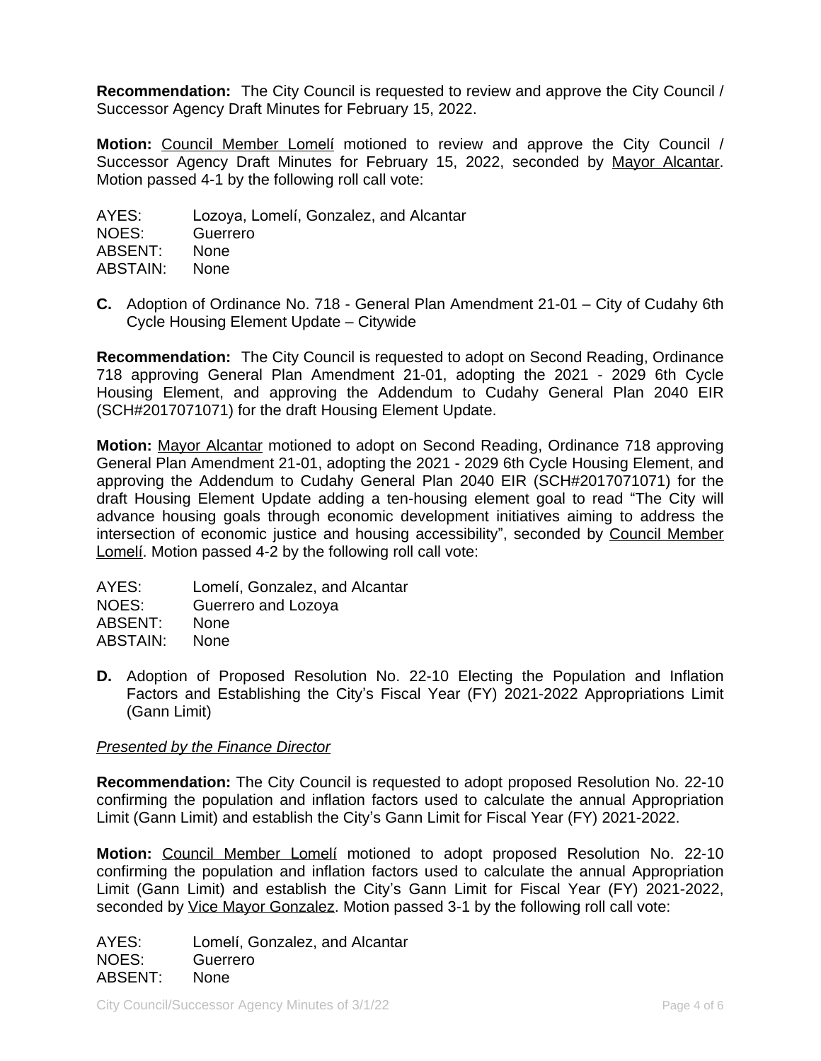**Recommendation:** The City Council is requested to review and approve the City Council / Successor Agency Draft Minutes for February 15, 2022.

**Motion:** Council Member Lomelí motioned to review and approve the City Council / Successor Agency Draft Minutes for February 15, 2022, seconded by Mayor Alcantar. Motion passed 4-1 by the following roll call vote:

AYES: Lozoya, Lomelí, Gonzalez, and Alcantar
NOES: Guerrero
ABSENT: None
ABSTAIN: None

**C.** Adoption of Ordinance No. 718 - General Plan Amendment 21-01 – City of Cudahy 6th Cycle Housing Element Update – Citywide

**Recommendation:** The City Council is requested to adopt on Second Reading, Ordinance 718 approving General Plan Amendment 21-01, adopting the 2021 - 2029 6th Cycle Housing Element, and approving the Addendum to Cudahy General Plan 2040 EIR (SCH#2017071071) for the draft Housing Element Update.

**Motion:** Mayor Alcantar motioned to adopt on Second Reading, Ordinance 718 approving General Plan Amendment 21-01, adopting the 2021 - 2029 6th Cycle Housing Element, and approving the Addendum to Cudahy General Plan 2040 EIR (SCH#2017071071) for the draft Housing Element Update adding a ten-housing element goal to read "The City will advance housing goals through economic development initiatives aiming to address the intersection of economic justice and housing accessibility", seconded by Council Member Lomelí. Motion passed 4-2 by the following roll call vote:

AYES: Lomelí, Gonzalez, and Alcantar
NOES: Guerrero and Lozoya
ABSENT: None
ABSTAIN: None

**D.** Adoption of Proposed Resolution No. 22-10 Electing the Population and Inflation Factors and Establishing the City's Fiscal Year (FY) 2021-2022 Appropriations Limit (Gann Limit)

*Presented by the Finance Director*

**Recommendation:** The City Council is requested to adopt proposed Resolution No. 22-10 confirming the population and inflation factors used to calculate the annual Appropriation Limit (Gann Limit) and establish the City's Gann Limit for Fiscal Year (FY) 2021-2022.

**Motion:** Council Member Lomelí motioned to adopt proposed Resolution No. 22-10 confirming the population and inflation factors used to calculate the annual Appropriation Limit (Gann Limit) and establish the City's Gann Limit for Fiscal Year (FY) 2021-2022, seconded by Vice Mayor Gonzalez. Motion passed 3-1 by the following roll call vote:

AYES: Lomelí, Gonzalez, and Alcantar
NOES: Guerrero
ABSENT: None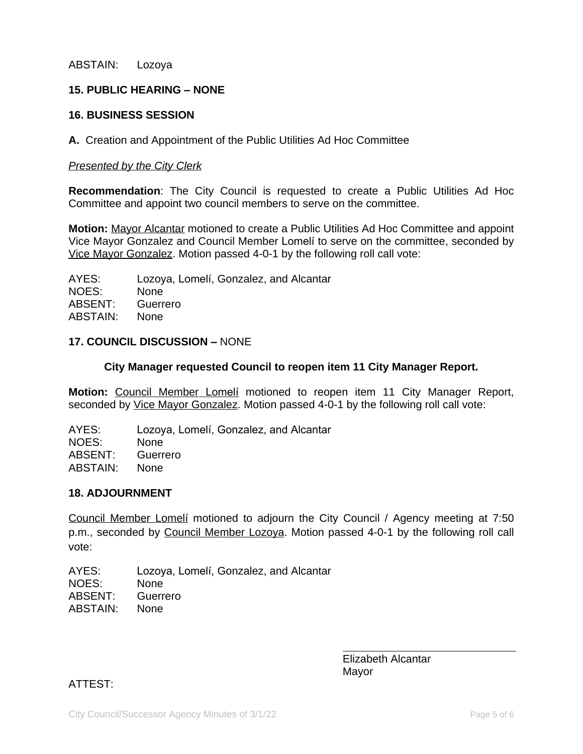ABSTAIN: Lozoya

**15. PUBLIC HEARING – NONE**

**16. BUSINESS SESSION**

**A.** Creation and Appointment of the Public Utilities Ad Hoc Committee

*Presented by the City Clerk*

**Recommendation**: The City Council is requested to create a Public Utilities Ad Hoc Committee and appoint two council members to serve on the committee.

**Motion:** Mayor Alcantar motioned to create a Public Utilities Ad Hoc Committee and appoint Vice Mayor Gonzalez and Council Member Lomelí to serve on the committee, seconded by Vice Mayor Gonzalez. Motion passed 4-0-1 by the following roll call vote:

AYES: Lozoya, Lomelí, Gonzalez, and Alcantar
NOES: None
ABSENT: Guerrero
ABSTAIN: None

**17. COUNCIL DISCUSSION –** NONE

**City Manager requested Council to reopen item 11 City Manager Report.**

**Motion:** Council Member Lomelí motioned to reopen item 11 City Manager Report, seconded by Vice Mayor Gonzalez. Motion passed 4-0-1 by the following roll call vote:

AYES: Lozoya, Lomelí, Gonzalez, and Alcantar
NOES: None
ABSENT: Guerrero
ABSTAIN: None

**18. ADJOURNMENT**

Council Member Lomelí motioned to adjourn the City Council / Agency meeting at 7:50 p.m., seconded by Council Member Lozoya. Motion passed 4-0-1 by the following roll call vote:

AYES: Lozoya, Lomelí, Gonzalez, and Alcantar
NOES: None
ABSENT: Guerrero
ABSTAIN: None

Elizabeth Alcantar
Mayor

ATTEST: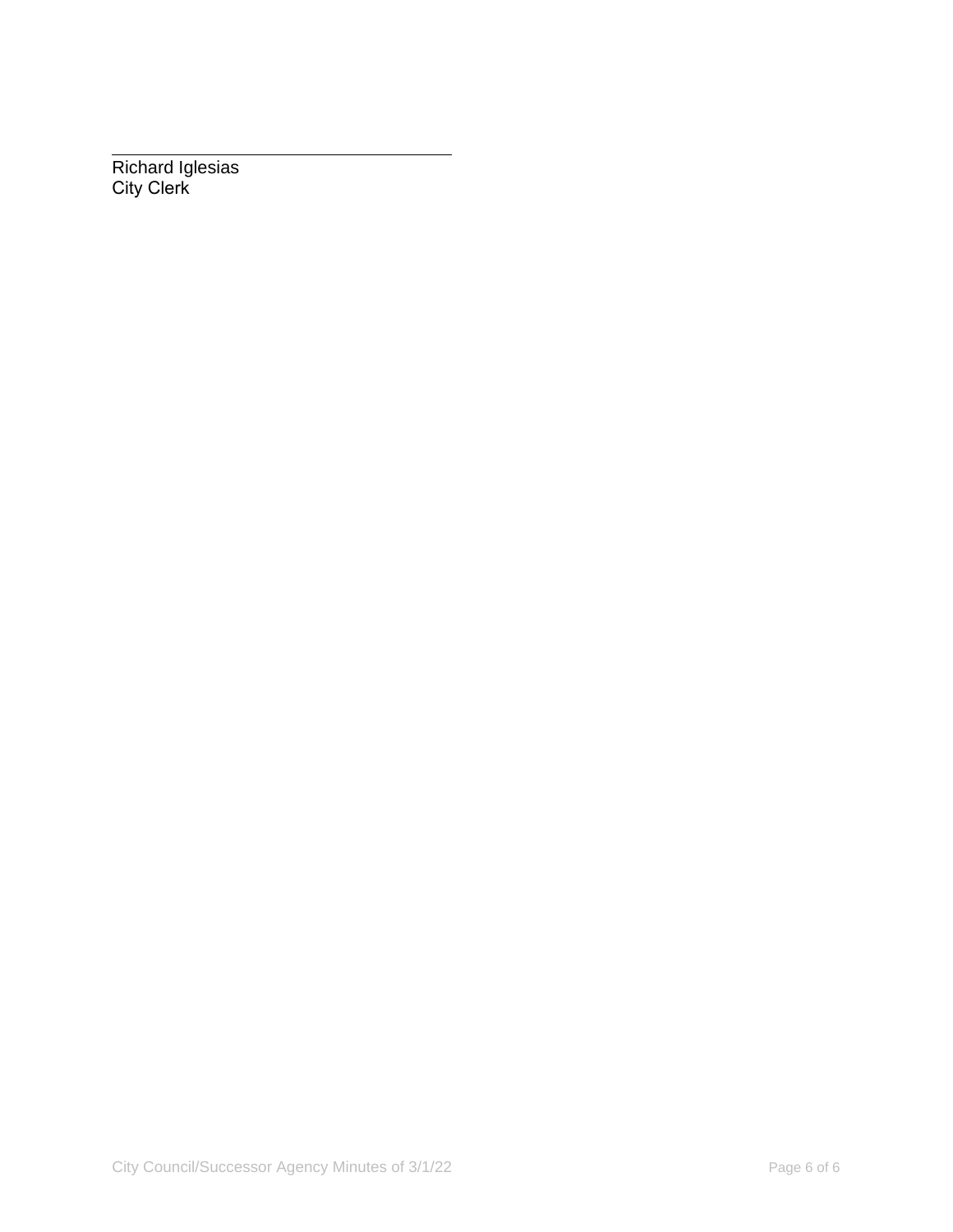\_\_\_\_\_\_\_\_\_\_\_\_\_\_\_\_\_\_\_\_\_\_\_\_\_\_\_\_\_\_\_\_\_\_\_\_

Richard Iglesias
City Clerk